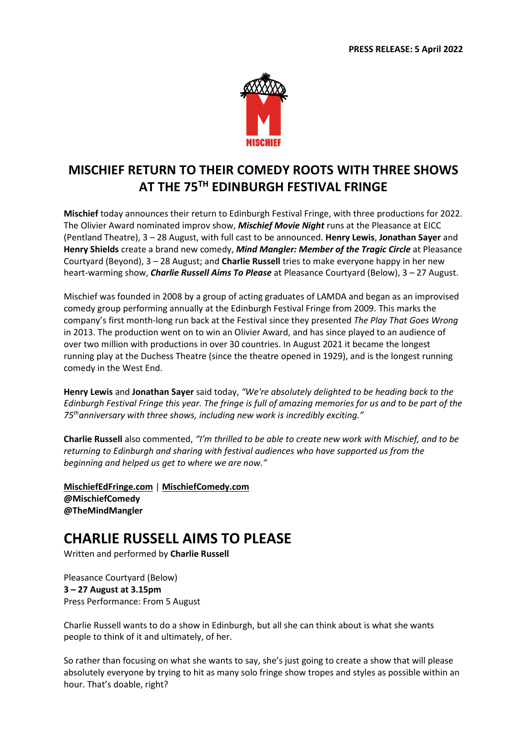**PRESS RELEASE: 5 April 2022**

# MISCHIEF RETURN TO THEIR COMEDY ROOTS WITH THREE SHOWS AT THE 75TH EDINBURGH FESTIVAL FRINGE

**Mischief** today announces their return to Edinburgh Festival Fringe, with three productions for 2022. The Olivier Award nominated improv show, ***Mischief Movie Night*** runs at the Pleasance at EICC (Pentland Theatre), 3 – 28 August, with full cast to be announced. **Henry Lewis**, **Jonathan Sayer** and **Henry Shields** create a brand new comedy, ***Mind Mangler: Member of the Tragic Circle*** at Pleasance Courtyard (Beyond), 3 – 28 August; and **Charlie Russell** tries to make everyone happy in her new heart-warming show, ***Charlie Russell Aims To Please*** at Pleasance Courtyard (Below), 3 – 27 August.

Mischief was founded in 2008 by a group of acting graduates of LAMDA and began as an improvised comedy group performing annually at the Edinburgh Festival Fringe from 2009. This marks the company's first month-long run back at the Festival since they presented *The Play That Goes Wrong* in 2013. The production went on to win an Olivier Award, and has since played to an audience of over two million with productions in over 30 countries. In August 2021 it became the longest running play at the Duchess Theatre (since the theatre opened in 1929), and is the longest running comedy in the West End.

**Henry Lewis** and **Jonathan Sayer** said today, *"We're absolutely delighted to be heading back to the Edinburgh Festival Fringe this year. The fringe is full of amazing memories for us and to be part of the 75th anniversary with three shows, including new work is incredibly exciting."*

**Charlie Russell** also commented, *"I'm thrilled to be able to create new work with Mischief, and to be returning to Edinburgh and sharing with festival audiences who have supported us from the beginning and helped us get to where we are now."*

**MischiefEdFringe.com** | **MischiefComedy.com**
**@MischiefComedy**
**@TheMindMangler**

# CHARLIE RUSSELL AIMS TO PLEASE

Written and performed by **Charlie Russell**

Pleasance Courtyard (Below)
**3 – 27 August at 3.15pm**
Press Performance: From 5 August

Charlie Russell wants to do a show in Edinburgh, but all she can think about is what she wants people to think of it and ultimately, of her.

So rather than focusing on what she wants to say, she's just going to create a show that will please absolutely everyone by trying to hit as many solo fringe show tropes and styles as possible within an hour. That's doable, right?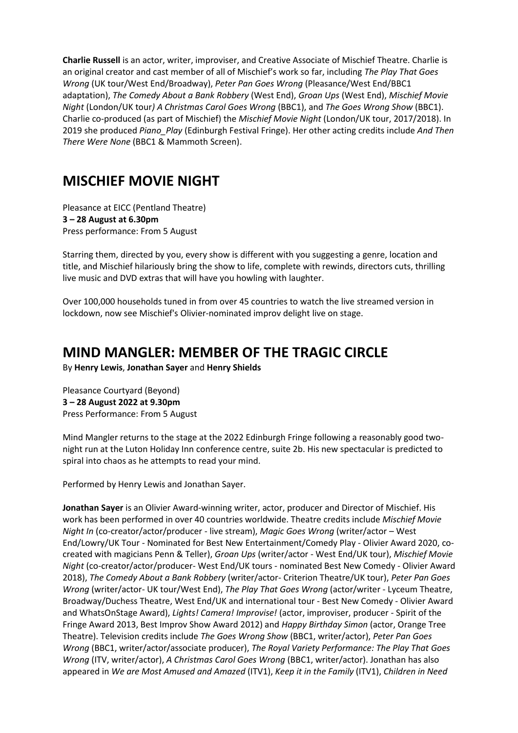**Charlie Russell** is an actor, writer, improviser, and Creative Associate of Mischief Theatre. Charlie is an original creator and cast member of all of Mischief's work so far, including *The Play That Goes Wrong* (UK tour/West End/Broadway), *Peter Pan Goes Wrong* (Pleasance/West End/BBC1 adaptation), *The Comedy About a Bank Robbery* (West End), *Groan Ups* (West End), *Mischief Movie Night* (London/UK tour*) A Christmas Carol Goes Wrong* (BBC1), and *The Goes Wrong Show* (BBC1). Charlie co-produced (as part of Mischief) the *Mischief Movie Night* (London/UK tour, 2017/2018). In 2019 she produced *Piano_Play* (Edinburgh Festival Fringe). Her other acting credits include *And Then There Were None* (BBC1 & Mammoth Screen).

## MISCHIEF MOVIE NIGHT

Pleasance at EICC (Pentland Theatre)
**3 – 28 August at 6.30pm**
Press performance: From 5 August

Starring them, directed by you, every show is different with you suggesting a genre, location and title, and Mischief hilariously bring the show to life, complete with rewinds, directors cuts, thrilling live music and DVD extras that will have you howling with laughter.

Over 100,000 households tuned in from over 45 countries to watch the live streamed version in lockdown, now see Mischief's Olivier-nominated improv delight live on stage.

## MIND MANGLER: MEMBER OF THE TRAGIC CIRCLE

By **Henry Lewis**, **Jonathan Sayer** and **Henry Shields**

Pleasance Courtyard (Beyond)
**3 – 28 August 2022 at 9.30pm**
Press Performance: From 5 August

Mind Mangler returns to the stage at the 2022 Edinburgh Fringe following a reasonably good two-night run at the Luton Holiday Inn conference centre, suite 2b. His new spectacular is predicted to spiral into chaos as he attempts to read your mind.

Performed by Henry Lewis and Jonathan Sayer.

**Jonathan Sayer** is an Olivier Award-winning writer, actor, producer and Director of Mischief. His work has been performed in over 40 countries worldwide. Theatre credits include *Mischief Movie Night In* (co-creator/actor/producer - live stream), *Magic Goes Wrong* (writer/actor – West End/Lowry/UK Tour - Nominated for Best New Entertainment/Comedy Play - Olivier Award 2020, co-created with magicians Penn & Teller), *Groan Ups* (writer/actor - West End/UK tour), *Mischief Movie Night* (co-creator/actor/producer- West End/UK tours - nominated Best New Comedy - Olivier Award 2018), *The Comedy About a Bank Robbery* (writer/actor- Criterion Theatre/UK tour), *Peter Pan Goes Wrong* (writer/actor- UK tour/West End), *The Play That Goes Wrong* (actor/writer - Lyceum Theatre, Broadway/Duchess Theatre, West End/UK and international tour - Best New Comedy - Olivier Award and WhatsOnStage Award), *Lights! Camera! Improvise!* (actor, improviser, producer - Spirit of the Fringe Award 2013, Best Improv Show Award 2012) and *Happy Birthday Simon* (actor, Orange Tree Theatre). Television credits include *The Goes Wrong Show* (BBC1, writer/actor), *Peter Pan Goes Wrong* (BBC1, writer/actor/associate producer), *The Royal Variety Performance: The Play That Goes Wrong* (ITV, writer/actor), *A Christmas Carol Goes Wrong* (BBC1, writer/actor). Jonathan has also appeared in *We are Most Amused and Amazed* (ITV1), *Keep it in the Family* (ITV1), *Children in Need*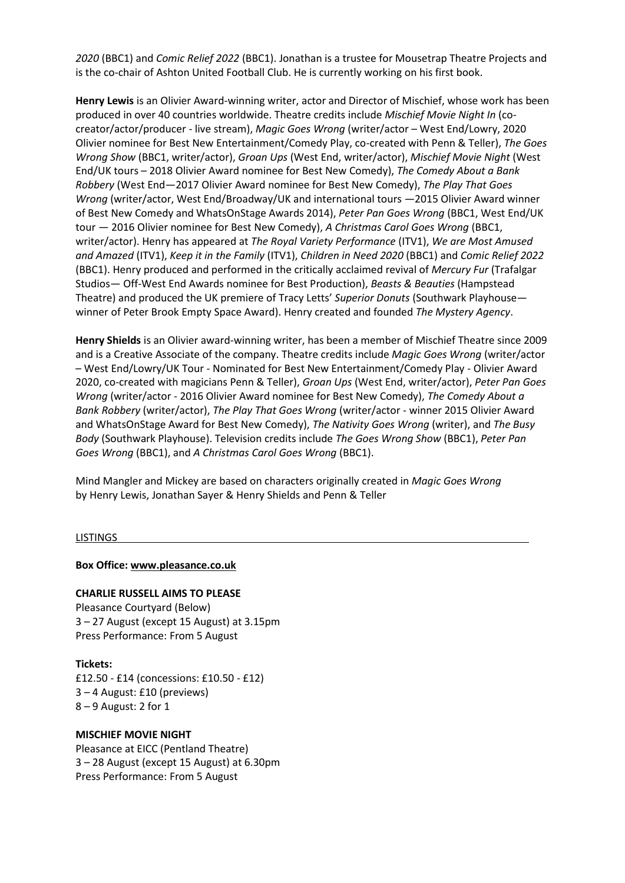*2020* (BBC1) and *Comic Relief 2022* (BBC1). Jonathan is a trustee for Mousetrap Theatre Projects and is the co-chair of Ashton United Football Club. He is currently working on his first book.

**Henry Lewis** is an Olivier Award-winning writer, actor and Director of Mischief, whose work has been produced in over 40 countries worldwide. Theatre credits include *Mischief Movie Night In* (co-creator/actor/producer - live stream), *Magic Goes Wrong* (writer/actor – West End/Lowry, 2020 Olivier nominee for Best New Entertainment/Comedy Play, co-created with Penn & Teller), *The Goes Wrong Show* (BBC1, writer/actor), *Groan Ups* (West End, writer/actor), *Mischief Movie Night* (West End/UK tours – 2018 Olivier Award nominee for Best New Comedy), *The Comedy About a Bank Robbery* (West End—2017 Olivier Award nominee for Best New Comedy), *The Play That Goes Wrong* (writer/actor, West End/Broadway/UK and international tours —2015 Olivier Award winner of Best New Comedy and WhatsOnStage Awards 2014), *Peter Pan Goes Wrong* (BBC1, West End/UK tour — 2016 Olivier nominee for Best New Comedy), *A Christmas Carol Goes Wrong* (BBC1, writer/actor). Henry has appeared at *The Royal Variety Performance* (ITV1), *We are Most Amused and Amazed* (ITV1), *Keep it in the Family* (ITV1), *Children in Need 2020* (BBC1) and *Comic Relief 2022* (BBC1). Henry produced and performed in the critically acclaimed revival of *Mercury Fur* (Trafalgar Studios— Off-West End Awards nominee for Best Production), *Beasts & Beauties* (Hampstead Theatre) and produced the UK premiere of Tracy Letts' *Superior Donuts* (Southwark Playhouse—winner of Peter Brook Empty Space Award). Henry created and founded *The Mystery Agency*.

**Henry Shields** is an Olivier award-winning writer, has been a member of Mischief Theatre since 2009 and is a Creative Associate of the company. Theatre credits include *Magic Goes Wrong* (writer/actor – West End/Lowry/UK Tour - Nominated for Best New Entertainment/Comedy Play - Olivier Award 2020, co-created with magicians Penn & Teller), *Groan Ups* (West End, writer/actor), *Peter Pan Goes Wrong* (writer/actor - 2016 Olivier Award nominee for Best New Comedy), *The Comedy About a Bank Robbery* (writer/actor), *The Play That Goes Wrong* (writer/actor - winner 2015 Olivier Award and WhatsOnStage Award for Best New Comedy), *The Nativity Goes Wrong* (writer), and *The Busy Body* (Southwark Playhouse). Television credits include *The Goes Wrong Show* (BBC1), *Peter Pan Goes Wrong* (BBC1), and *A Christmas Carol Goes Wrong* (BBC1).

Mind Mangler and Mickey are based on characters originally created in *Magic Goes Wrong* by Henry Lewis, Jonathan Sayer & Henry Shields and Penn & Teller

LISTINGS

**Box Office: www.pleasance.co.uk**

**CHARLIE RUSSELL AIMS TO PLEASE**
Pleasance Courtyard (Below)
3 – 27 August (except 15 August) at 3.15pm
Press Performance: From 5 August

**Tickets:**
£12.50 - £14 (concessions: £10.50 - £12)
3 – 4 August: £10 (previews)
8 – 9 August: 2 for 1

**MISCHIEF MOVIE NIGHT**
Pleasance at EICC (Pentland Theatre)
3 – 28 August (except 15 August) at 6.30pm
Press Performance: From 5 August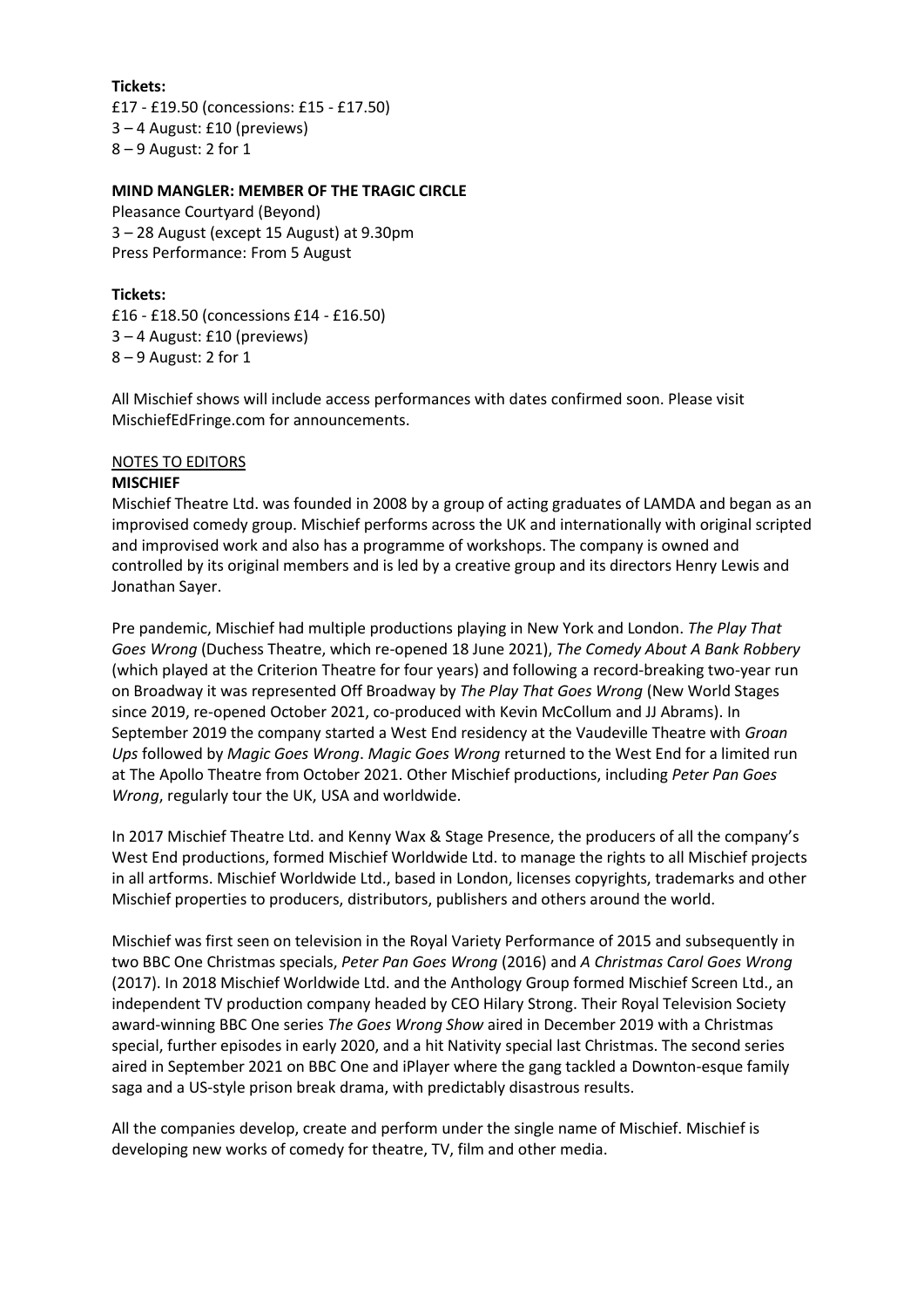**Tickets:**
£17 - £19.50 (concessions: £15 - £17.50)
3 – 4 August: £10 (previews)
8 – 9 August: 2 for 1

**MIND MANGLER: MEMBER OF THE TRAGIC CIRCLE**
Pleasance Courtyard (Beyond)
3 – 28 August (except 15 August) at 9.30pm
Press Performance: From 5 August

**Tickets:**
£16 - £18.50 (concessions £14 - £16.50)
3 – 4 August: £10 (previews)
8 – 9 August: 2 for 1

All Mischief shows will include access performances with dates confirmed soon. Please visit MischiefEdFringe.com for announcements.

NOTES TO EDITORS

**MISCHIEF**

Mischief Theatre Ltd. was founded in 2008 by a group of acting graduates of LAMDA and began as an improvised comedy group. Mischief performs across the UK and internationally with original scripted and improvised work and also has a programme of workshops. The company is owned and controlled by its original members and is led by a creative group and its directors Henry Lewis and Jonathan Sayer.

Pre pandemic, Mischief had multiple productions playing in New York and London. *The Play That Goes Wrong* (Duchess Theatre, which re-opened 18 June 2021), *The Comedy About A Bank Robbery* (which played at the Criterion Theatre for four years) and following a record-breaking two-year run on Broadway it was represented Off Broadway by *The Play That Goes Wrong* (New World Stages since 2019, re-opened October 2021, co-produced with Kevin McCollum and JJ Abrams). In September 2019 the company started a West End residency at the Vaudeville Theatre with *Groan Ups* followed by *Magic Goes Wrong*. *Magic Goes Wrong* returned to the West End for a limited run at The Apollo Theatre from October 2021. Other Mischief productions, including *Peter Pan Goes Wrong*, regularly tour the UK, USA and worldwide.

In 2017 Mischief Theatre Ltd. and Kenny Wax & Stage Presence, the producers of all the company's West End productions, formed Mischief Worldwide Ltd. to manage the rights to all Mischief projects in all artforms. Mischief Worldwide Ltd., based in London, licenses copyrights, trademarks and other Mischief properties to producers, distributors, publishers and others around the world.

Mischief was first seen on television in the Royal Variety Performance of 2015 and subsequently in two BBC One Christmas specials, *Peter Pan Goes Wrong* (2016) and *A Christmas Carol Goes Wrong* (2017). In 2018 Mischief Worldwide Ltd. and the Anthology Group formed Mischief Screen Ltd., an independent TV production company headed by CEO Hilary Strong. Their Royal Television Society award-winning BBC One series *The Goes Wrong Show* aired in December 2019 with a Christmas special, further episodes in early 2020, and a hit Nativity special last Christmas. The second series aired in September 2021 on BBC One and iPlayer where the gang tackled a Downton-esque family saga and a US-style prison break drama, with predictably disastrous results.

All the companies develop, create and perform under the single name of Mischief. Mischief is developing new works of comedy for theatre, TV, film and other media.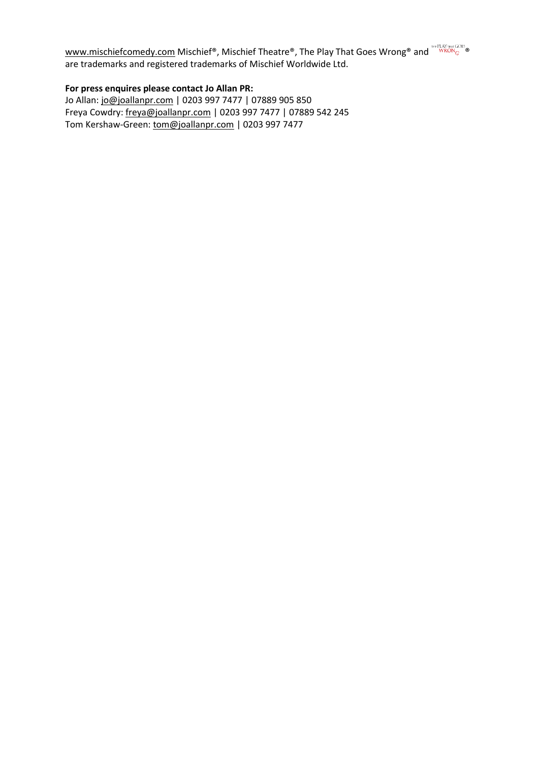www.mischiefcomedy.com Mischief®, Mischief Theatre®, The Play That Goes Wrong® and THE PLAY THAT GOES WRONG® are trademarks and registered trademarks of Mischief Worldwide Ltd.

**For press enquires please contact Jo Allan PR:**

Jo Allan: jo@joallanpr.com | 0203 997 7477 | 07889 905 850
Freya Cowdry: freya@joallanpr.com | 0203 997 7477 | 07889 542 245
Tom Kershaw-Green: tom@joallanpr.com | 0203 997 7477